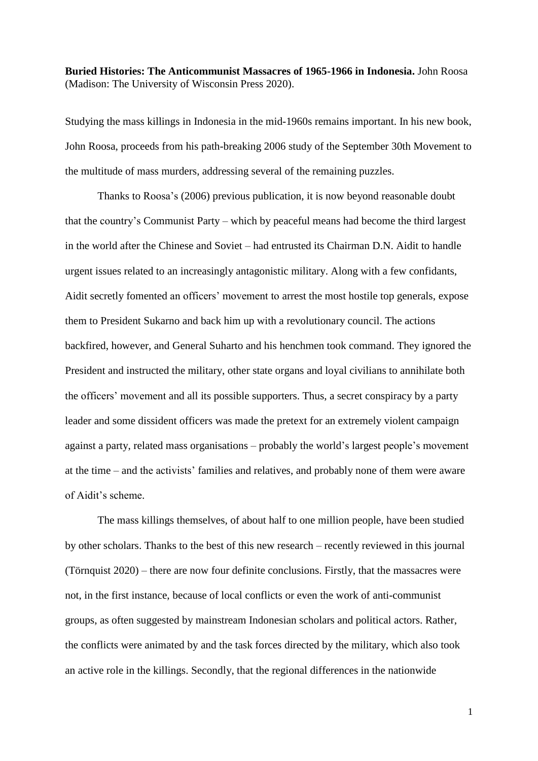**Buried Histories: The Anticommunist Massacres of 1965-1966 in Indonesia.** John Roosa (Madison: The University of Wisconsin Press 2020).

Studying the mass killings in Indonesia in the mid-1960s remains important. In his new book, John Roosa, proceeds from his path-breaking 2006 study of the September 30th Movement to the multitude of mass murders, addressing several of the remaining puzzles.

Thanks to Roosa's (2006) previous publication, it is now beyond reasonable doubt that the country's Communist Party – which by peaceful means had become the third largest in the world after the Chinese and Soviet – had entrusted its Chairman D.N. Aidit to handle urgent issues related to an increasingly antagonistic military. Along with a few confidants, Aidit secretly fomented an officers' movement to arrest the most hostile top generals, expose them to President Sukarno and back him up with a revolutionary council. The actions backfired, however, and General Suharto and his henchmen took command. They ignored the President and instructed the military, other state organs and loyal civilians to annihilate both the officers' movement and all its possible supporters. Thus, a secret conspiracy by a party leader and some dissident officers was made the pretext for an extremely violent campaign against a party, related mass organisations – probably the world's largest people's movement at the time – and the activists' families and relatives, and probably none of them were aware of Aidit's scheme.

The mass killings themselves, of about half to one million people, have been studied by other scholars. Thanks to the best of this new research – recently reviewed in this journal (Törnquist 2020) – there are now four definite conclusions. Firstly, that the massacres were not, in the first instance, because of local conflicts or even the work of anti-communist groups, as often suggested by mainstream Indonesian scholars and political actors. Rather, the conflicts were animated by and the task forces directed by the military, which also took an active role in the killings. Secondly, that the regional differences in the nationwide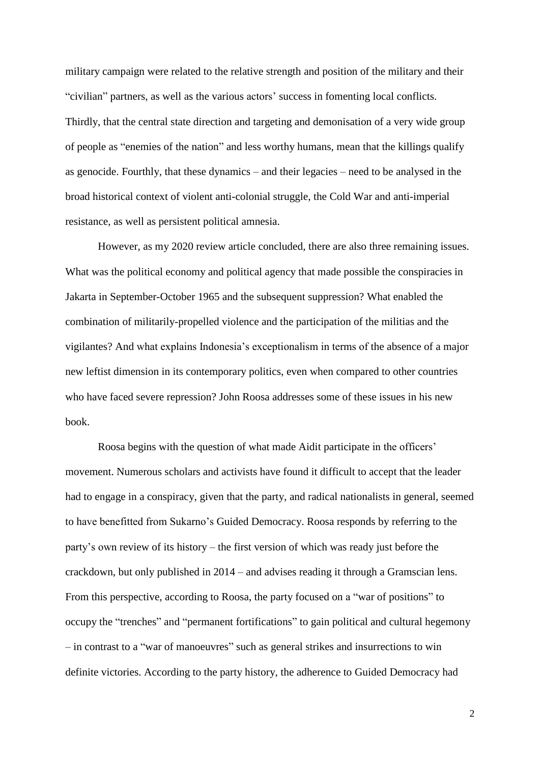military campaign were related to the relative strength and position of the military and their "civilian" partners, as well as the various actors' success in fomenting local conflicts. Thirdly, that the central state direction and targeting and demonisation of a very wide group of people as "enemies of the nation" and less worthy humans, mean that the killings qualify as genocide. Fourthly, that these dynamics – and their legacies – need to be analysed in the broad historical context of violent anti-colonial struggle, the Cold War and anti-imperial resistance, as well as persistent political amnesia.

However, as my 2020 review article concluded, there are also three remaining issues. What was the political economy and political agency that made possible the conspiracies in Jakarta in September-October 1965 and the subsequent suppression? What enabled the combination of militarily-propelled violence and the participation of the militias and the vigilantes? And what explains Indonesia's exceptionalism in terms of the absence of a major new leftist dimension in its contemporary politics, even when compared to other countries who have faced severe repression? John Roosa addresses some of these issues in his new book.

Roosa begins with the question of what made Aidit participate in the officers' movement. Numerous scholars and activists have found it difficult to accept that the leader had to engage in a conspiracy, given that the party, and radical nationalists in general, seemed to have benefitted from Sukarno's Guided Democracy. Roosa responds by referring to the party's own review of its history – the first version of which was ready just before the crackdown, but only published in 2014 – and advises reading it through a Gramscian lens. From this perspective, according to Roosa, the party focused on a "war of positions" to occupy the "trenches" and "permanent fortifications" to gain political and cultural hegemony – in contrast to a "war of manoeuvres" such as general strikes and insurrections to win definite victories. According to the party history, the adherence to Guided Democracy had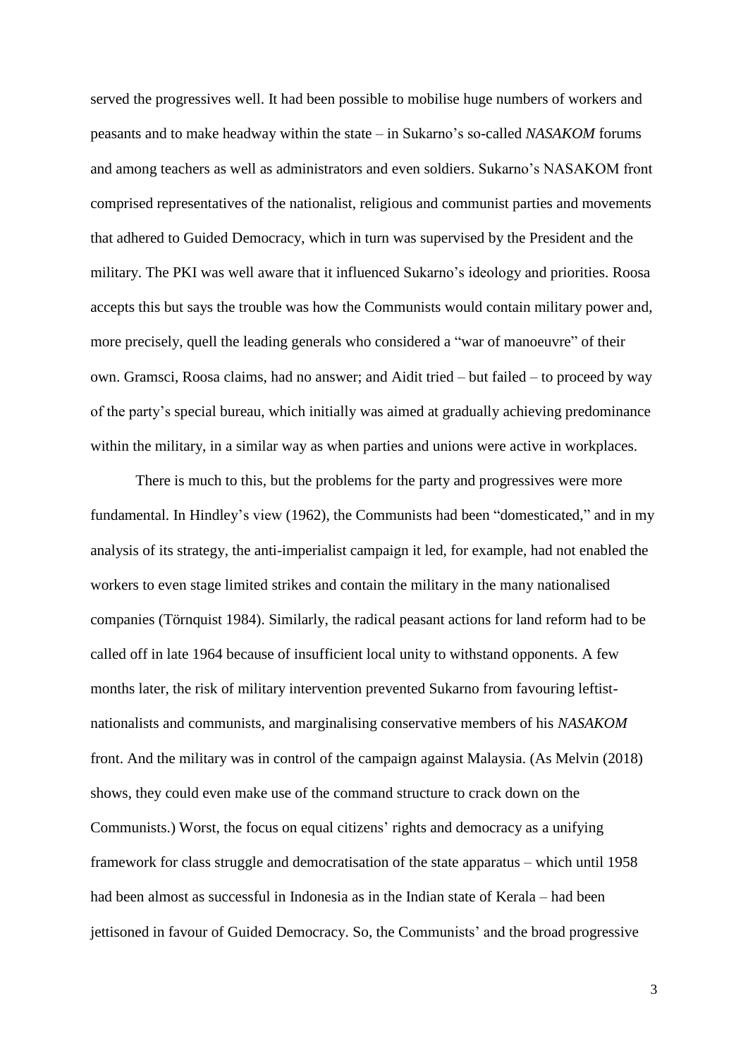served the progressives well. It had been possible to mobilise huge numbers of workers and peasants and to make headway within the state – in Sukarno's so-called *NASAKOM* forums and among teachers as well as administrators and even soldiers. Sukarno's NASAKOM front comprised representatives of the nationalist, religious and communist parties and movements that adhered to Guided Democracy, which in turn was supervised by the President and the military. The PKI was well aware that it influenced Sukarno's ideology and priorities. Roosa accepts this but says the trouble was how the Communists would contain military power and, more precisely, quell the leading generals who considered a "war of manoeuvre" of their own. Gramsci, Roosa claims, had no answer; and Aidit tried – but failed – to proceed by way of the party's special bureau, which initially was aimed at gradually achieving predominance within the military, in a similar way as when parties and unions were active in workplaces.

There is much to this, but the problems for the party and progressives were more fundamental. In Hindley's view (1962), the Communists had been "domesticated," and in my analysis of its strategy, the anti-imperialist campaign it led, for example, had not enabled the workers to even stage limited strikes and contain the military in the many nationalised companies (Törnquist 1984). Similarly, the radical peasant actions for land reform had to be called off in late 1964 because of insufficient local unity to withstand opponents. A few months later, the risk of military intervention prevented Sukarno from favouring leftist-nationalists and communists, and marginalising conservative members of his *NASAKOM* front. And the military was in control of the campaign against Malaysia. (As Melvin (2018) shows, they could even make use of the command structure to crack down on the Communists.) Worst, the focus on equal citizens' rights and democracy as a unifying framework for class struggle and democratisation of the state apparatus – which until 1958 had been almost as successful in Indonesia as in the Indian state of Kerala – had been jettisoned in favour of Guided Democracy. So, the Communists' and the broad progressive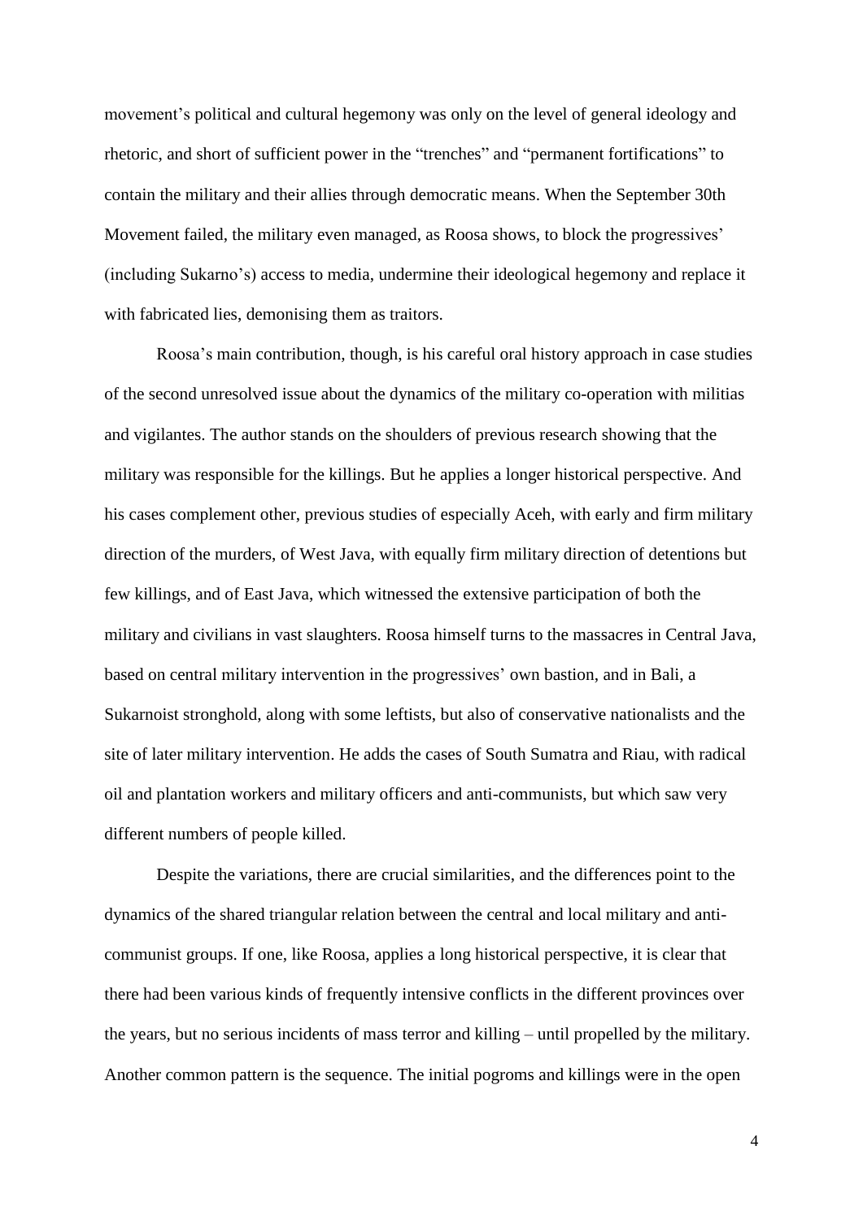movement's political and cultural hegemony was only on the level of general ideology and rhetoric, and short of sufficient power in the "trenches" and "permanent fortifications" to contain the military and their allies through democratic means. When the September 30th Movement failed, the military even managed, as Roosa shows, to block the progressives' (including Sukarno's) access to media, undermine their ideological hegemony and replace it with fabricated lies, demonising them as traitors.

Roosa's main contribution, though, is his careful oral history approach in case studies of the second unresolved issue about the dynamics of the military co-operation with militias and vigilantes. The author stands on the shoulders of previous research showing that the military was responsible for the killings. But he applies a longer historical perspective. And his cases complement other, previous studies of especially Aceh, with early and firm military direction of the murders, of West Java, with equally firm military direction of detentions but few killings, and of East Java, which witnessed the extensive participation of both the military and civilians in vast slaughters. Roosa himself turns to the massacres in Central Java, based on central military intervention in the progressives' own bastion, and in Bali, a Sukarnoist stronghold, along with some leftists, but also of conservative nationalists and the site of later military intervention. He adds the cases of South Sumatra and Riau, with radical oil and plantation workers and military officers and anti-communists, but which saw very different numbers of people killed.

Despite the variations, there are crucial similarities, and the differences point to the dynamics of the shared triangular relation between the central and local military and anti-communist groups. If one, like Roosa, applies a long historical perspective, it is clear that there had been various kinds of frequently intensive conflicts in the different provinces over the years, but no serious incidents of mass terror and killing – until propelled by the military. Another common pattern is the sequence. The initial pogroms and killings were in the open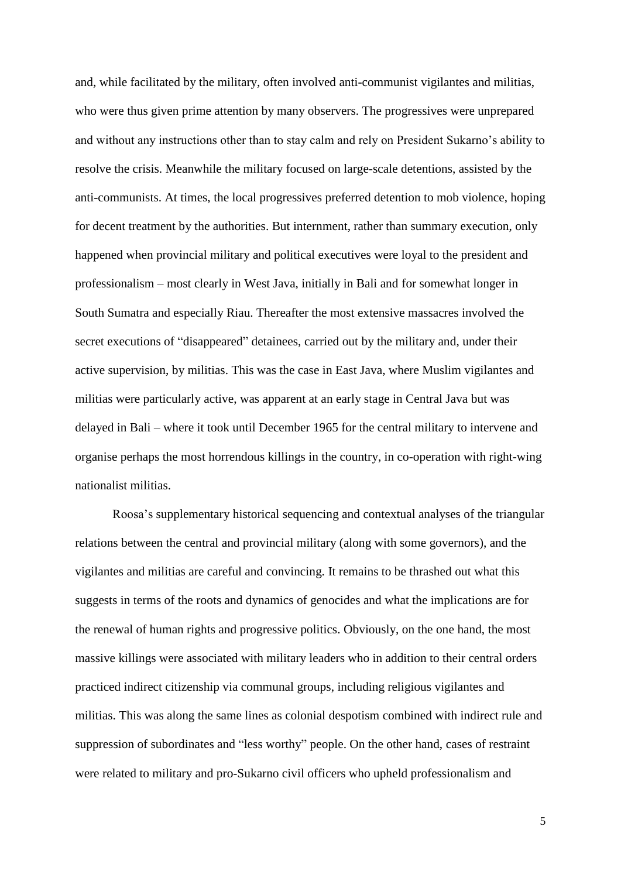and, while facilitated by the military, often involved anti-communist vigilantes and militias, who were thus given prime attention by many observers. The progressives were unprepared and without any instructions other than to stay calm and rely on President Sukarno's ability to resolve the crisis. Meanwhile the military focused on large-scale detentions, assisted by the anti-communists. At times, the local progressives preferred detention to mob violence, hoping for decent treatment by the authorities. But internment, rather than summary execution, only happened when provincial military and political executives were loyal to the president and professionalism – most clearly in West Java, initially in Bali and for somewhat longer in South Sumatra and especially Riau. Thereafter the most extensive massacres involved the secret executions of "disappeared" detainees, carried out by the military and, under their active supervision, by militias. This was the case in East Java, where Muslim vigilantes and militias were particularly active, was apparent at an early stage in Central Java but was delayed in Bali – where it took until December 1965 for the central military to intervene and organise perhaps the most horrendous killings in the country, in co-operation with right-wing nationalist militias.

Roosa's supplementary historical sequencing and contextual analyses of the triangular relations between the central and provincial military (along with some governors), and the vigilantes and militias are careful and convincing. It remains to be thrashed out what this suggests in terms of the roots and dynamics of genocides and what the implications are for the renewal of human rights and progressive politics. Obviously, on the one hand, the most massive killings were associated with military leaders who in addition to their central orders practiced indirect citizenship via communal groups, including religious vigilantes and militias. This was along the same lines as colonial despotism combined with indirect rule and suppression of subordinates and "less worthy" people. On the other hand, cases of restraint were related to military and pro-Sukarno civil officers who upheld professionalism and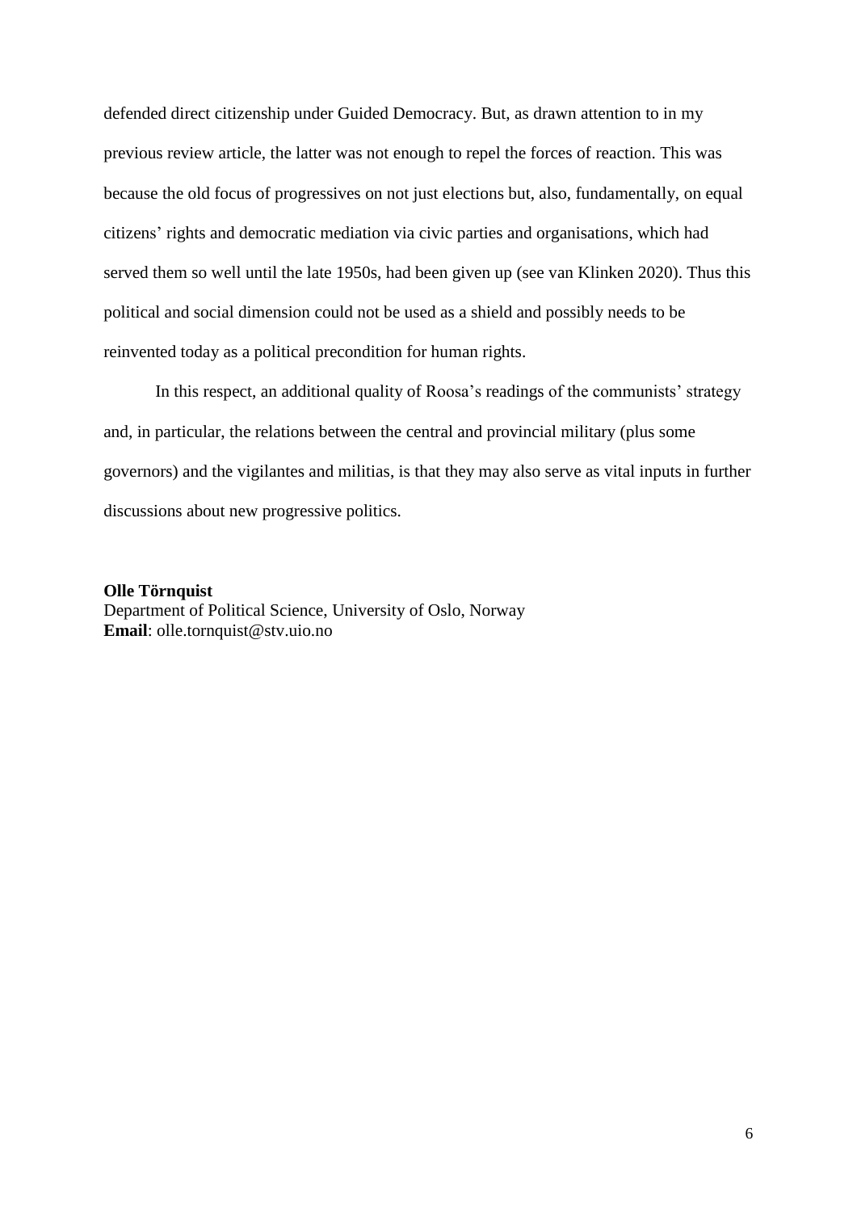defended direct citizenship under Guided Democracy. But, as drawn attention to in my previous review article, the latter was not enough to repel the forces of reaction. This was because the old focus of progressives on not just elections but, also, fundamentally, on equal citizens' rights and democratic mediation via civic parties and organisations, which had served them so well until the late 1950s, had been given up (see van Klinken 2020). Thus this political and social dimension could not be used as a shield and possibly needs to be reinvented today as a political precondition for human rights.

In this respect, an additional quality of Roosa's readings of the communists' strategy and, in particular, the relations between the central and provincial military (plus some governors) and the vigilantes and militias, is that they may also serve as vital inputs in further discussions about new progressive politics.

**Olle Törnquist**
Department of Political Science, University of Oslo, Norway
**Email**: olle.tornquist@stv.uio.no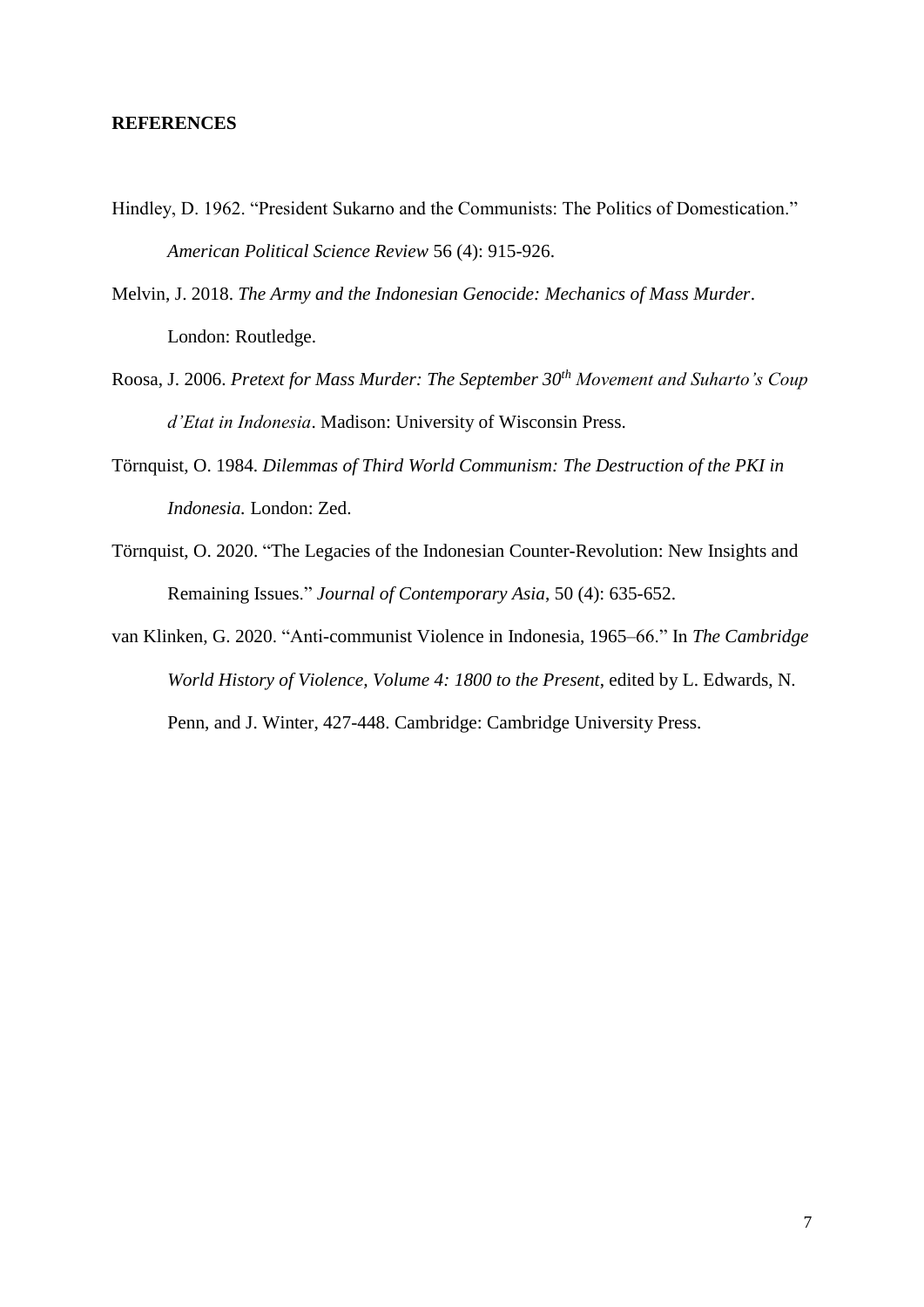**REFERENCES**

Hindley, D. 1962. "President Sukarno and the Communists: The Politics of Domestication." *American Political Science Review* 56 (4): 915-926.

Melvin, J. 2018. *The Army and the Indonesian Genocide: Mechanics of Mass Murder*. London: Routledge.

Roosa, J. 2006. *Pretext for Mass Murder: The September 30th Movement and Suharto's Coup d'Etat in Indonesia*. Madison: University of Wisconsin Press.

Törnquist, O. 1984. *Dilemmas of Third World Communism: The Destruction of the PKI in Indonesia.* London: Zed.

Törnquist, O. 2020. "The Legacies of the Indonesian Counter-Revolution: New Insights and Remaining Issues." *Journal of Contemporary Asia*, 50 (4): 635-652.

van Klinken, G. 2020. "Anti-communist Violence in Indonesia, 1965–66." In *The Cambridge World History of Violence, Volume 4: 1800 to the Present*, edited by L. Edwards, N. Penn, and J. Winter, 427-448. Cambridge: Cambridge University Press.